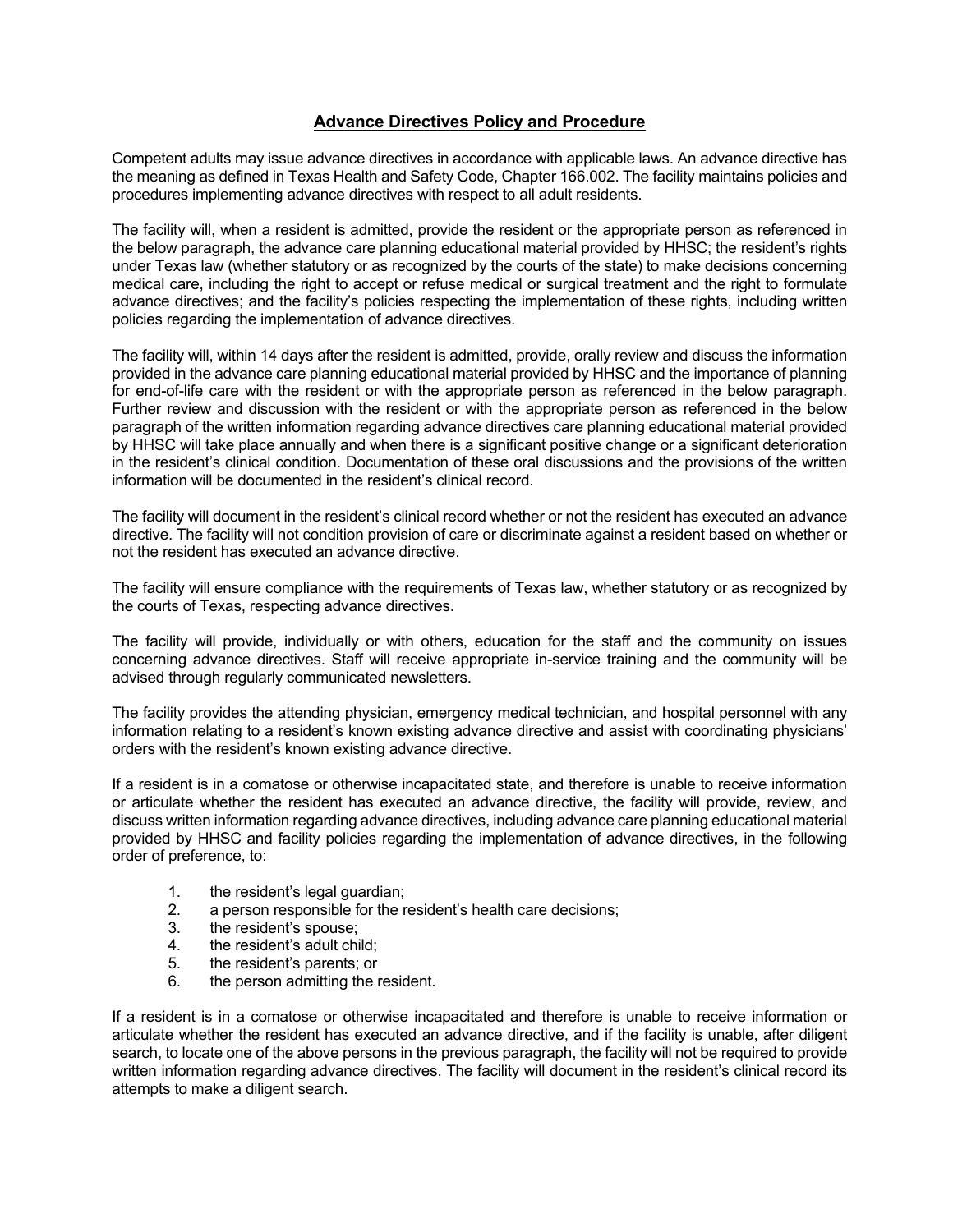# Advance Directives Policy and Procedure

Competent adults may issue advance directives in accordance with applicable laws. An advance directive has the meaning as defined in Texas Health and Safety Code, Chapter 166.002. The facility maintains policies and procedures implementing advance directives with respect to all adult residents.

The facility will, when a resident is admitted, provide the resident or the appropriate person as referenced in the below paragraph, the advance care planning educational material provided by HHSC; the resident's rights under Texas law (whether statutory or as recognized by the courts of the state) to make decisions concerning medical care, including the right to accept or refuse medical or surgical treatment and the right to formulate advance directives; and the facility's policies respecting the implementation of these rights, including written policies regarding the implementation of advance directives.

The facility will, within 14 days after the resident is admitted, provide, orally review and discuss the information provided in the advance care planning educational material provided by HHSC and the importance of planning for end-of-life care with the resident or with the appropriate person as referenced in the below paragraph. Further review and discussion with the resident or with the appropriate person as referenced in the below paragraph of the written information regarding advance directives care planning educational material provided by HHSC will take place annually and when there is a significant positive change or a significant deterioration in the resident's clinical condition. Documentation of these oral discussions and the provisions of the written information will be documented in the resident's clinical record.

The facility will document in the resident's clinical record whether or not the resident has executed an advance directive. The facility will not condition provision of care or discriminate against a resident based on whether or not the resident has executed an advance directive.

The facility will ensure compliance with the requirements of Texas law, whether statutory or as recognized by the courts of Texas, respecting advance directives.

The facility will provide, individually or with others, education for the staff and the community on issues concerning advance directives. Staff will receive appropriate in-service training and the community will be advised through regularly communicated newsletters.

The facility provides the attending physician, emergency medical technician, and hospital personnel with any information relating to a resident's known existing advance directive and assist with coordinating physicians' orders with the resident's known existing advance directive.

If a resident is in a comatose or otherwise incapacitated state, and therefore is unable to receive information or articulate whether the resident has executed an advance directive, the facility will provide, review, and discuss written information regarding advance directives, including advance care planning educational material provided by HHSC and facility policies regarding the implementation of advance directives, in the following order of preference, to:

1. the resident's legal guardian;
2. a person responsible for the resident's health care decisions;
3. the resident's spouse;
4. the resident's adult child;
5. the resident's parents; or
6. the person admitting the resident.

If a resident is in a comatose or otherwise incapacitated and therefore is unable to receive information or articulate whether the resident has executed an advance directive, and if the facility is unable, after diligent search, to locate one of the above persons in the previous paragraph, the facility will not be required to provide written information regarding advance directives. The facility will document in the resident's clinical record its attempts to make a diligent search.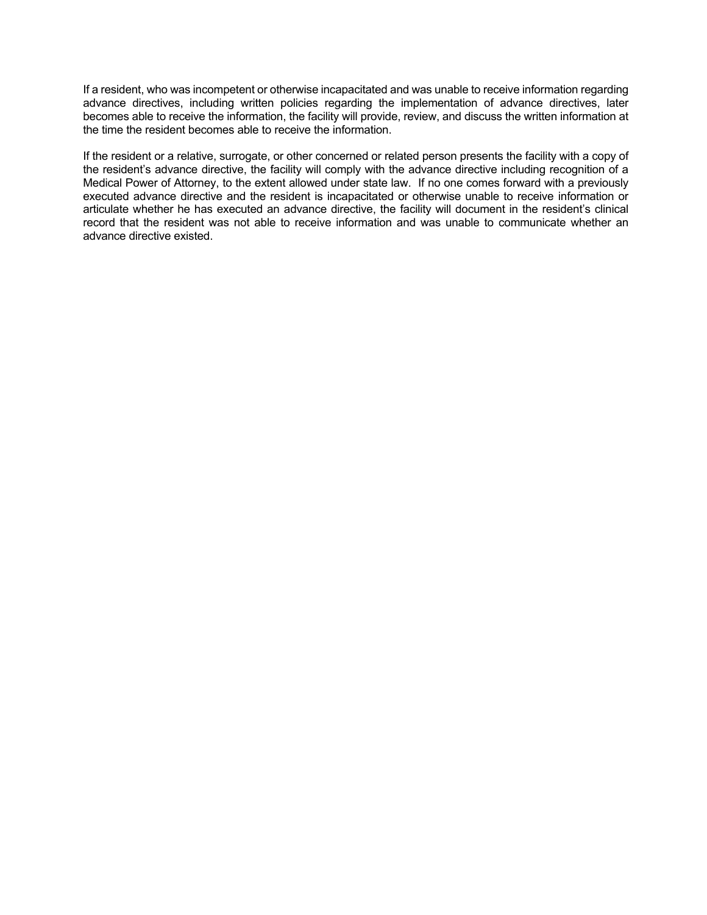If a resident, who was incompetent or otherwise incapacitated and was unable to receive information regarding advance directives, including written policies regarding the implementation of advance directives, later becomes able to receive the information, the facility will provide, review, and discuss the written information at the time the resident becomes able to receive the information.

If the resident or a relative, surrogate, or other concerned or related person presents the facility with a copy of the resident's advance directive, the facility will comply with the advance directive including recognition of a Medical Power of Attorney, to the extent allowed under state law. If no one comes forward with a previously executed advance directive and the resident is incapacitated or otherwise unable to receive information or articulate whether he has executed an advance directive, the facility will document in the resident's clinical record that the resident was not able to receive information and was unable to communicate whether an advance directive existed.